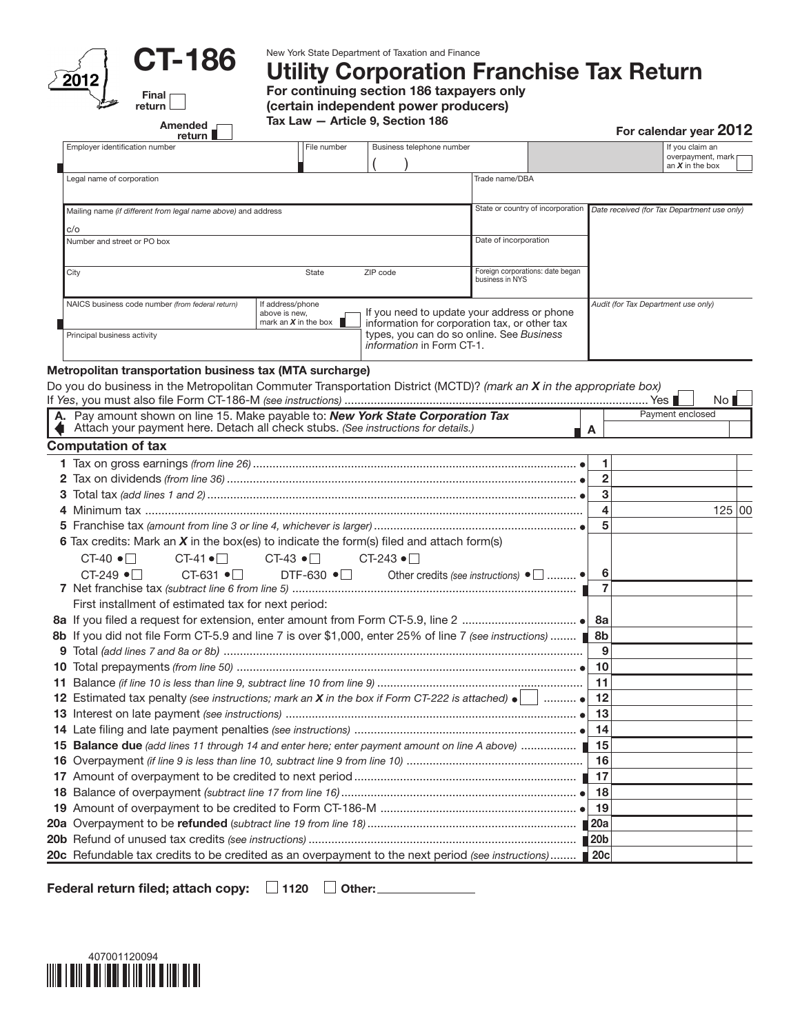# CT-186

2012

Final return ☐

Amended return ☐

New York State Department of Taxation and Finance

## Utility Corporation Franchise Tax Return

**For continuing section 186 taxpayers only (certain independent power producers)**

**Tax Law — Article 9, Section 186**

**For calendar year 2012**

| Employer identification number | File number | Business telephone number ( ) | If you claim an overpayment, mark an *X* in the box ☐ |
|---|---|---|---|
| Legal name of corporation | | Trade name/DBA | |
| Mailing name *(if different from legal name above)* and address c/o | | State or country of incorporation | *Date received (for Tax Department use only)* |
| Number and street or PO box | | Date of incorporation | |
| City | State | ZIP code | Foreign corporations: date began business in NYS |
| NAICS business code number *(from federal return)* | If address/phone above is new, mark an *X* in the box ☐ | If you need to update your address or phone information for corporation tax, or other tax types, you can do so online. See *Business information* in Form CT-1. | *Audit (for Tax Department use only)* |
| Principal business activity | | | |

**Metropolitan transportation business tax (MTA surcharge)**

Do you do business in the Metropolitan Commuter Transportation District (MCTD)? *(mark an X in the appropriate box)*

If *Yes*, you must also file Form CT-186-M *(see instructions)* .......... Yes ☐ No ☐

| | | Payment enclosed |
|---|---|---|
| **A.** Pay amount shown on line 15. Make payable to: ***New York State Corporation Tax*** Attach your payment here. Detach all check stubs. *(See instructions for details.)* | **A** | |

### Computation of tax

| | Line | Amount |
|---|---|---|
| **1** Tax on gross earnings *(from line 26)* | 1 | |
| **2** Tax on dividends *(from line 36)* | 2 | |
| **3** Total tax *(add lines 1 and 2)* | 3 | |
| **4** Minimum tax | 4 | 125 00 |
| **5** Franchise tax *(amount from line 3 or line 4, whichever is larger)* | 5 | |
| **6** Tax credits: Mark an *X* in the box(es) to indicate the form(s) filed and attach form(s) CT-40 ☐ CT-41 ☐ CT-43 ☐ CT-243 ☐ CT-249 ☐ CT-631 ☐ DTF-630 ☐ Other credits *(see instructions)* ☐ | 6 | |
| **7** Net franchise tax *(subtract line 6 from line 5)* | 7 | |
| First installment of estimated tax for next period: | | |
| **8a** If you filed a request for extension, enter amount from Form CT-5.9, line 2 | 8a | |
| **8b** If you did not file Form CT-5.9 and line 7 is over $1,000, enter 25% of line 7 *(see instructions)* | 8b | |
| **9** Total *(add lines 7 and 8a or 8b)* | 9 | |
| **10** Total prepayments *(from line 50)* | 10 | |
| **11** Balance *(if line 10 is less than line 9, subtract line 10 from line 9)* | 11 | |
| **12** Estimated tax penalty *(see instructions; mark an X in the box if Form CT-222 is attached)* ☐ | 12 | |
| **13** Interest on late payment *(see instructions)* | 13 | |
| **14** Late filing and late payment penalties *(see instructions)* | 14 | |
| **15 Balance due** *(add lines 11 through 14 and enter here; enter payment amount on line A above)* | 15 | |
| **16** Overpayment *(if line 9 is less than line 10, subtract line 9 from line 10)* | 16 | |
| **17** Amount of overpayment to be credited to next period | 17 | |
| **18** Balance of overpayment *(subtract line 17 from line 16)* | 18 | |
| **19** Amount of overpayment to be credited to Form CT-186-M | 19 | |
| **20a** Overpayment to be **refunded** *(subtract line 19 from line 18)* | 20a | |
| **20b** Refund of unused tax credits *(see instructions)* | 20b | |
| **20c** Refundable tax credits to be credited as an overpayment to the next period *(see instructions)* | 20c | |

**Federal return filed; attach copy:** ☐ **1120** ☐ **Other:** ________

407001120094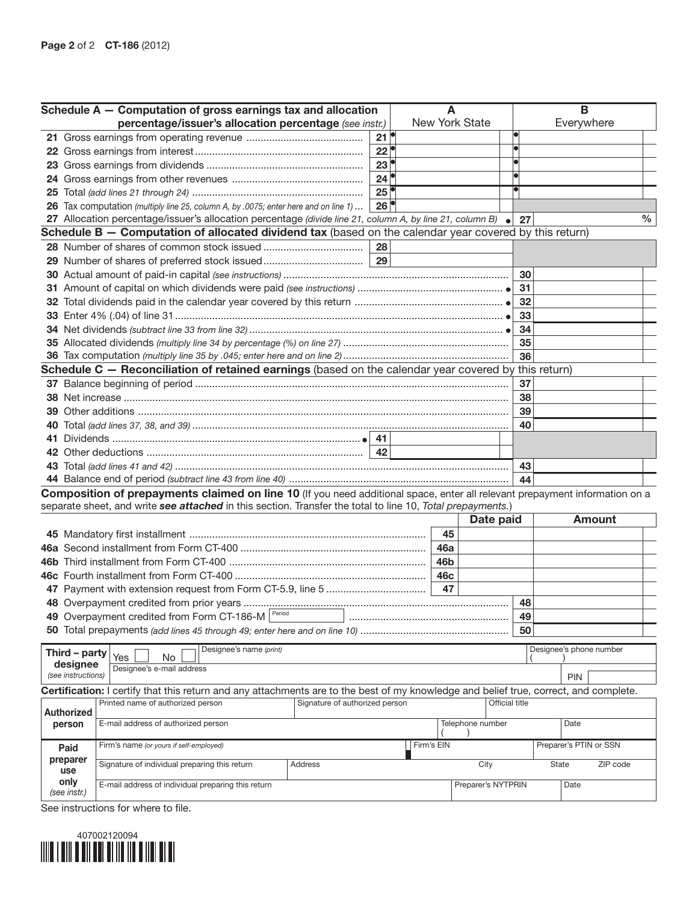| Schedule A — Computation of gross earnings tax and allocation percentage/issuer's allocation percentage *(see instr.)* | | A New York State | B Everywhere |
|---|---|---|---|
| 21 Gross earnings from operating revenue | 21 | | |
| 22 Gross earnings from interest | 22 | | |
| 23 Gross earnings from dividends | 23 | | |
| 24 Gross earnings from other revenues | 24 | | |
| 25 Total *(add lines 21 through 24)* | 25 | | |
| 26 Tax computation *(multiply line 25, column A, by .0075; enter here and on line 1)* | 26 | | |
| 27 Allocation percentage/issuer's allocation percentage *(divide line 21, column A, by line 21, column B)* | 27 | | % |

| Schedule B — Computation of allocated dividend tax (based on the calendar year covered by this return) | | |
|---|---|---|
| 28 Number of shares of common stock issued | 28 | |
| 29 Number of shares of preferred stock issued | 29 | |
| 30 Actual amount of paid-in capital *(see instructions)* | 30 | |
| 31 Amount of capital on which dividends were paid *(see instructions)* | 31 | |
| 32 Total dividends paid in the calendar year covered by this return | 32 | |
| 33 Enter 4% (.04) of line 31 | 33 | |
| 34 Net dividends *(subtract line 33 from line 32)* | 34 | |
| 35 Allocated dividends *(multiply line 34 by percentage (%) on line 27)* | 35 | |
| 36 Tax computation *(multiply line 35 by .045; enter here and on line 2)* | 36 | |

| Schedule C — Reconciliation of retained earnings (based on the calendar year covered by this return) | | |
|---|---|---|
| 37 Balance beginning of period | 37 | |
| 38 Net increase | 38 | |
| 39 Other additions | 39 | |
| 40 Total *(add lines 37, 38, and 39)* | 40 | |
| 41 Dividends | 41 | |
| 42 Other deductions | 42 | |
| 43 Total *(add lines 41 and 42)* | 43 | |
| 44 Balance end of period *(subtract line 43 from line 40)* | 44 | |

**Composition of prepayments claimed on line 10** (If you need additional space, enter all relevant prepayment information on a separate sheet, and write ***see attached*** in this section. Transfer the total to line 10, *Total prepayments*.)

| | | Date paid | Amount |
|---|---|---|---|
| 45 Mandatory first installment | 45 | | |
| 46a Second installment from Form CT-400 | 46a | | |
| 46b Third installment from Form CT-400 | 46b | | |
| 46c Fourth installment from Form CT-400 | 46c | | |
| 47 Payment with extension request from Form CT-5.9, line 5 | 47 | | |
| 48 Overpayment credited from prior years | 48 | | |
| 49 Overpayment credited from Form CT-186-M Period | 49 | | |
| 50 Total prepayments *(add lines 45 through 49; enter here and on line 10)* | 50 | | |

| Third – party designee *(see instructions)* | Yes ☐ No ☐ | Designee's name *(print)* | Designee's phone number ( ) |
|---|---|---|---|
| | | Designee's e-mail address | PIN |

**Certification:** I certify that this return and any attachments are to the best of my knowledge and belief true, correct, and complete.

| Authorized person | Printed name of authorized person | Signature of authorized person | Official title | |
|---|---|---|---|---|
| | E-mail address of authorized person | | Telephone number ( ) | Date |

| Paid preparer use only *(see instr.)* | Firm's name *(or yours if self-employed)* | | Firm's EIN | | Preparer's PTIN or SSN | |
|---|---|---|---|---|---|---|
| | Signature of individual preparing this return | Address | City | | State | ZIP code |
| | E-mail address of individual preparing this return | | Preparer's NYTPRIN | | Date | |

See instructions for where to file.

407002120094